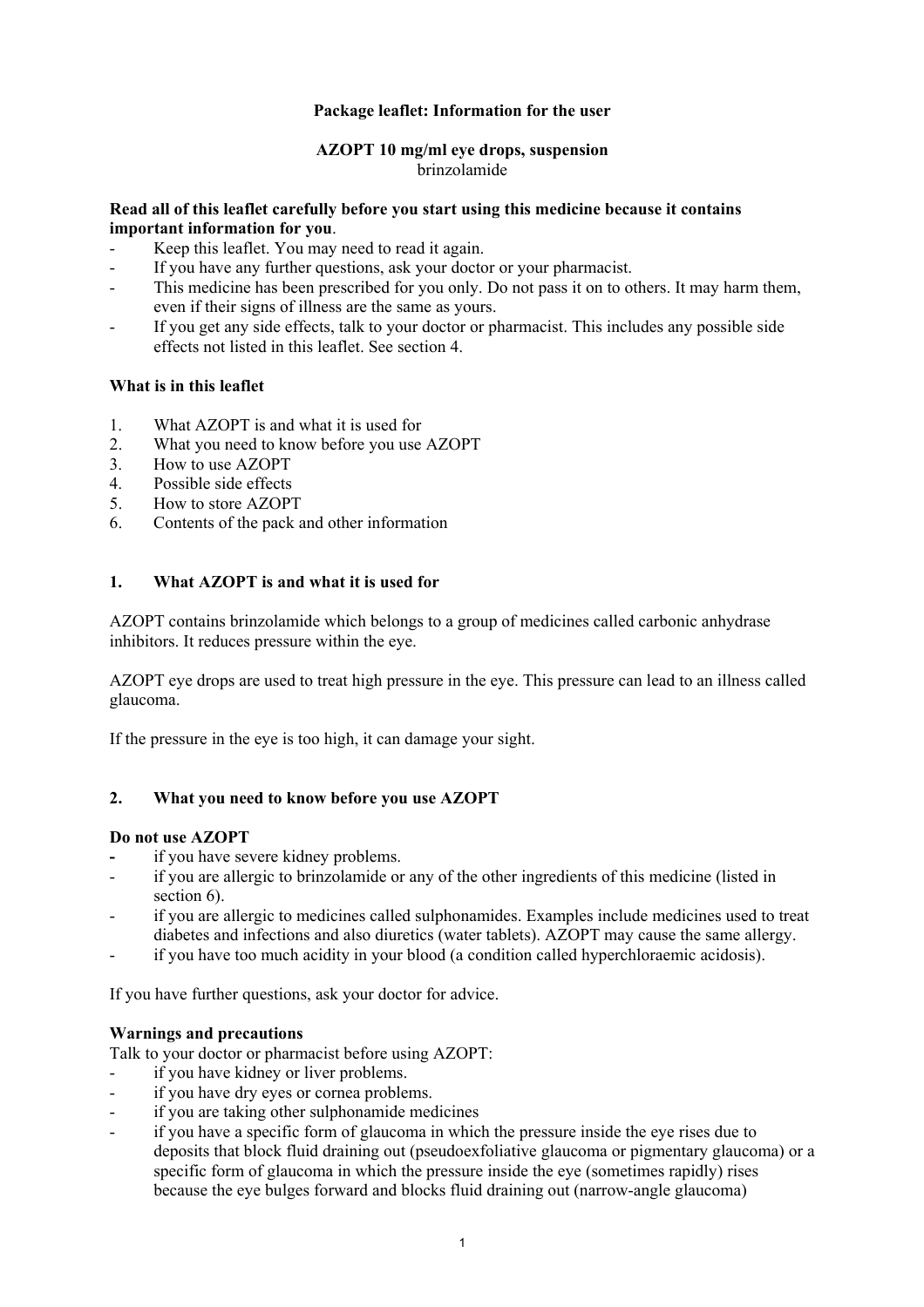**Package leaflet: Information for the user**

**AZOPT 10 mg/ml eye drops, suspension**
brinzolamide

**Read all of this leaflet carefully before you start using this medicine because it contains important information for you**.
- Keep this leaflet. You may need to read it again.
- If you have any further questions, ask your doctor or your pharmacist.
- This medicine has been prescribed for you only. Do not pass it on to others. It may harm them, even if their signs of illness are the same as yours.
- If you get any side effects, talk to your doctor or pharmacist. This includes any possible side effects not listed in this leaflet. See section 4.

**What is in this leaflet**

1. What AZOPT is and what it is used for
2. What you need to know before you use AZOPT
3. How to use AZOPT
4. Possible side effects
5. How to store AZOPT
6. Contents of the pack and other information

## 1. What AZOPT is and what it is used for

AZOPT contains brinzolamide which belongs to a group of medicines called carbonic anhydrase inhibitors. It reduces pressure within the eye.

AZOPT eye drops are used to treat high pressure in the eye. This pressure can lead to an illness called glaucoma.

If the pressure in the eye is too high, it can damage your sight.

## 2. What you need to know before you use AZOPT

**Do not use AZOPT**
- if you have severe kidney problems.
- if you are allergic to brinzolamide or any of the other ingredients of this medicine (listed in section 6).
- if you are allergic to medicines called sulphonamides. Examples include medicines used to treat diabetes and infections and also diuretics (water tablets). AZOPT may cause the same allergy.
- if you have too much acidity in your blood (a condition called hyperchloraemic acidosis).

If you have further questions, ask your doctor for advice.

**Warnings and precautions**
Talk to your doctor or pharmacist before using AZOPT:
- if you have kidney or liver problems.
- if you have dry eyes or cornea problems.
- if you are taking other sulphonamide medicines
- if you have a specific form of glaucoma in which the pressure inside the eye rises due to deposits that block fluid draining out (pseudoexfoliative glaucoma or pigmentary glaucoma) or a specific form of glaucoma in which the pressure inside the eye (sometimes rapidly) rises because the eye bulges forward and blocks fluid draining out (narrow-angle glaucoma)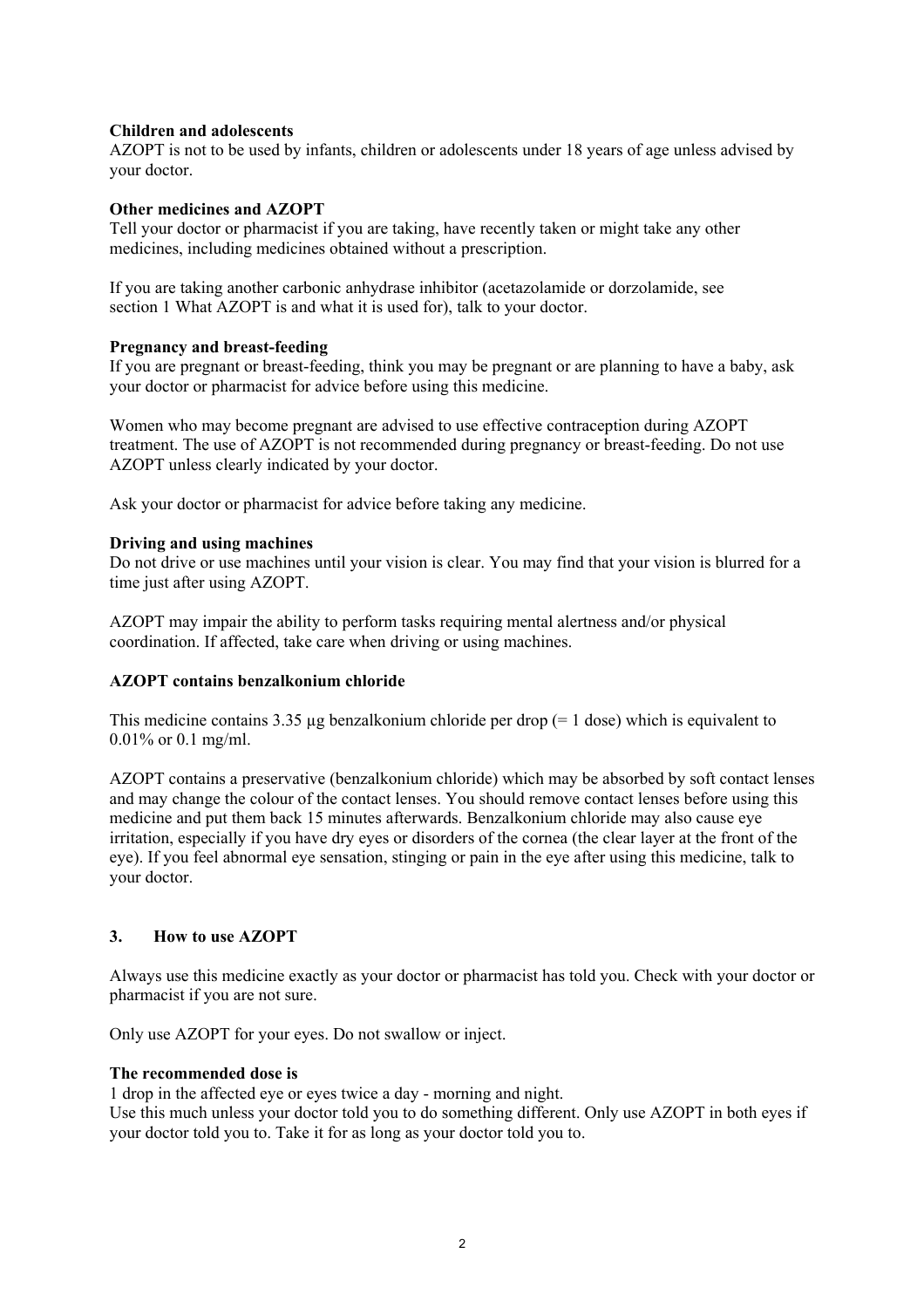**Children and adolescents**

AZOPT is not to be used by infants, children or adolescents under 18 years of age unless advised by your doctor.

**Other medicines and AZOPT**

Tell your doctor or pharmacist if you are taking, have recently taken or might take any other medicines, including medicines obtained without a prescription.

If you are taking another carbonic anhydrase inhibitor (acetazolamide or dorzolamide, see section 1 What AZOPT is and what it is used for), talk to your doctor.

**Pregnancy and breast-feeding**

If you are pregnant or breast-feeding, think you may be pregnant or are planning to have a baby, ask your doctor or pharmacist for advice before using this medicine.

Women who may become pregnant are advised to use effective contraception during AZOPT treatment. The use of AZOPT is not recommended during pregnancy or breast-feeding. Do not use AZOPT unless clearly indicated by your doctor.

Ask your doctor or pharmacist for advice before taking any medicine.

**Driving and using machines**

Do not drive or use machines until your vision is clear. You may find that your vision is blurred for a time just after using AZOPT.

AZOPT may impair the ability to perform tasks requiring mental alertness and/or physical coordination. If affected, take care when driving or using machines.

**AZOPT contains benzalkonium chloride**

This medicine contains 3.35 µg benzalkonium chloride per drop (= 1 dose) which is equivalent to 0.01% or 0.1 mg/ml.

AZOPT contains a preservative (benzalkonium chloride) which may be absorbed by soft contact lenses and may change the colour of the contact lenses. You should remove contact lenses before using this medicine and put them back 15 minutes afterwards. Benzalkonium chloride may also cause eye irritation, especially if you have dry eyes or disorders of the cornea (the clear layer at the front of the eye). If you feel abnormal eye sensation, stinging or pain in the eye after using this medicine, talk to your doctor.

## 3. How to use AZOPT

Always use this medicine exactly as your doctor or pharmacist has told you. Check with your doctor or pharmacist if you are not sure.

Only use AZOPT for your eyes. Do not swallow or inject.

**The recommended dose is**

1 drop in the affected eye or eyes twice a day - morning and night.
Use this much unless your doctor told you to do something different. Only use AZOPT in both eyes if your doctor told you to. Take it for as long as your doctor told you to.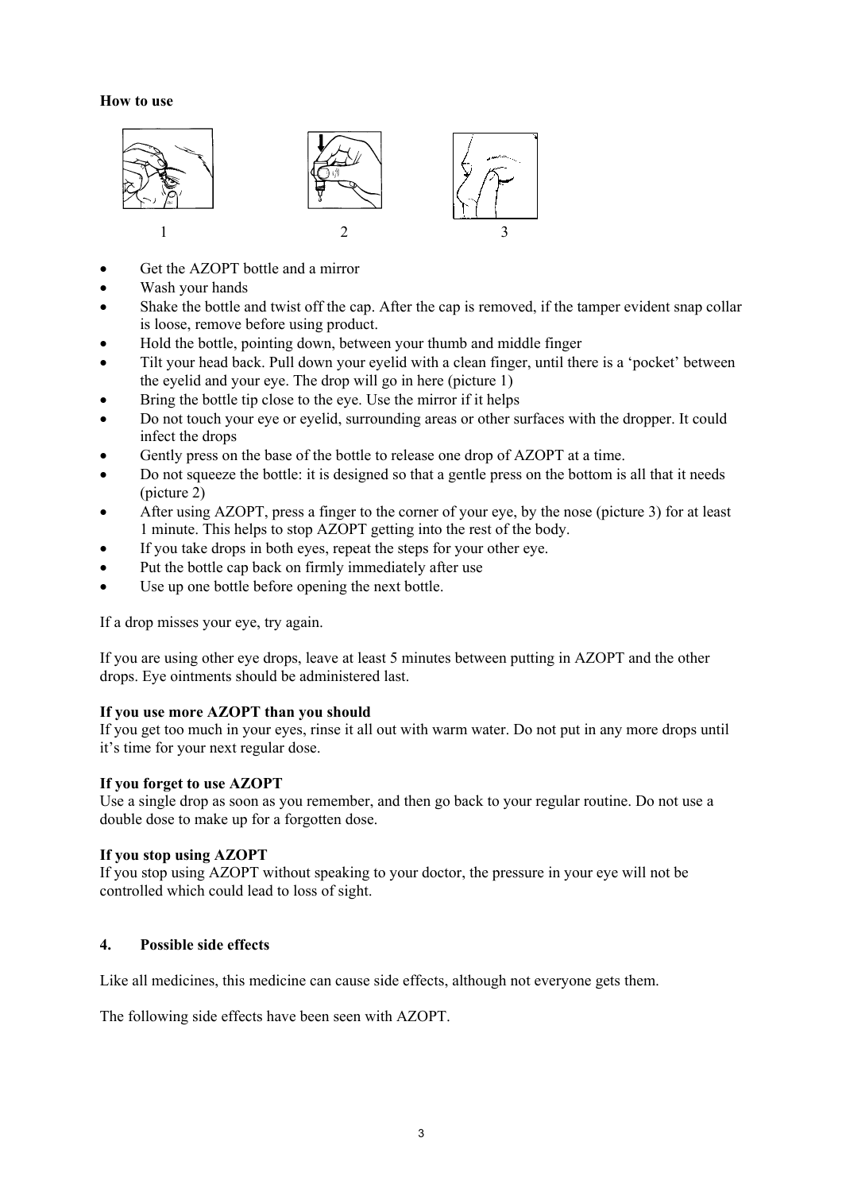**How to use**

1 2 3

- Get the AZOPT bottle and a mirror
- Wash your hands
- Shake the bottle and twist off the cap. After the cap is removed, if the tamper evident snap collar is loose, remove before using product.
- Hold the bottle, pointing down, between your thumb and middle finger
- Tilt your head back. Pull down your eyelid with a clean finger, until there is a 'pocket' between the eyelid and your eye. The drop will go in here (picture 1)
- Bring the bottle tip close to the eye. Use the mirror if it helps
- Do not touch your eye or eyelid, surrounding areas or other surfaces with the dropper. It could infect the drops
- Gently press on the base of the bottle to release one drop of AZOPT at a time.
- Do not squeeze the bottle: it is designed so that a gentle press on the bottom is all that it needs (picture 2)
- After using AZOPT, press a finger to the corner of your eye, by the nose (picture 3) for at least 1 minute. This helps to stop AZOPT getting into the rest of the body.
- If you take drops in both eyes, repeat the steps for your other eye.
- Put the bottle cap back on firmly immediately after use
- Use up one bottle before opening the next bottle.

If a drop misses your eye, try again.

If you are using other eye drops, leave at least 5 minutes between putting in AZOPT and the other drops. Eye ointments should be administered last.

**If you use more AZOPT than you should**
If you get too much in your eyes, rinse it all out with warm water. Do not put in any more drops until it's time for your next regular dose.

**If you forget to use AZOPT**
Use a single drop as soon as you remember, and then go back to your regular routine. Do not use a double dose to make up for a forgotten dose.

**If you stop using AZOPT**
If you stop using AZOPT without speaking to your doctor, the pressure in your eye will not be controlled which could lead to loss of sight.

## 4. Possible side effects

Like all medicines, this medicine can cause side effects, although not everyone gets them.

The following side effects have been seen with AZOPT.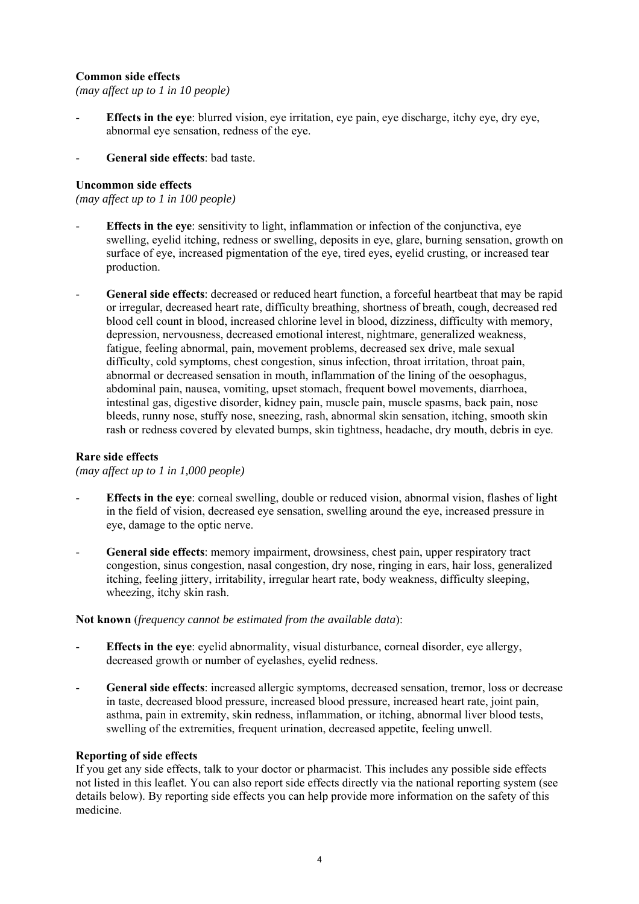**Common side effects**
*(may affect up to 1 in 10 people)*

- **Effects in the eye**: blurred vision, eye irritation, eye pain, eye discharge, itchy eye, dry eye, abnormal eye sensation, redness of the eye.

- **General side effects**: bad taste.

**Uncommon side effects**
*(may affect up to 1 in 100 people)*

- **Effects in the eye**: sensitivity to light, inflammation or infection of the conjunctiva, eye swelling, eyelid itching, redness or swelling, deposits in eye, glare, burning sensation, growth on surface of eye, increased pigmentation of the eye, tired eyes, eyelid crusting, or increased tear production.

- **General side effects**: decreased or reduced heart function, a forceful heartbeat that may be rapid or irregular, decreased heart rate, difficulty breathing, shortness of breath, cough, decreased red blood cell count in blood, increased chlorine level in blood, dizziness, difficulty with memory, depression, nervousness, decreased emotional interest, nightmare, generalized weakness, fatigue, feeling abnormal, pain, movement problems, decreased sex drive, male sexual difficulty, cold symptoms, chest congestion, sinus infection, throat irritation, throat pain, abnormal or decreased sensation in mouth, inflammation of the lining of the oesophagus, abdominal pain, nausea, vomiting, upset stomach, frequent bowel movements, diarrhoea, intestinal gas, digestive disorder, kidney pain, muscle pain, muscle spasms, back pain, nose bleeds, runny nose, stuffy nose, sneezing, rash, abnormal skin sensation, itching, smooth skin rash or redness covered by elevated bumps, skin tightness, headache, dry mouth, debris in eye.

**Rare side effects**
*(may affect up to 1 in 1,000 people)*

- **Effects in the eye**: corneal swelling, double or reduced vision, abnormal vision, flashes of light in the field of vision, decreased eye sensation, swelling around the eye, increased pressure in eye, damage to the optic nerve.

- **General side effects**: memory impairment, drowsiness, chest pain, upper respiratory tract congestion, sinus congestion, nasal congestion, dry nose, ringing in ears, hair loss, generalized itching, feeling jittery, irritability, irregular heart rate, body weakness, difficulty sleeping, wheezing, itchy skin rash.

**Not known** (*frequency cannot be estimated from the available data*):

- **Effects in the eye**: eyelid abnormality, visual disturbance, corneal disorder, eye allergy, decreased growth or number of eyelashes, eyelid redness.

- **General side effects**: increased allergic symptoms, decreased sensation, tremor, loss or decrease in taste, decreased blood pressure, increased blood pressure, increased heart rate, joint pain, asthma, pain in extremity, skin redness, inflammation, or itching, abnormal liver blood tests, swelling of the extremities, frequent urination, decreased appetite, feeling unwell.

**Reporting of side effects**
If you get any side effects, talk to your doctor or pharmacist. This includes any possible side effects not listed in this leaflet. You can also report side effects directly via the national reporting system (see details below). By reporting side effects you can help provide more information on the safety of this medicine.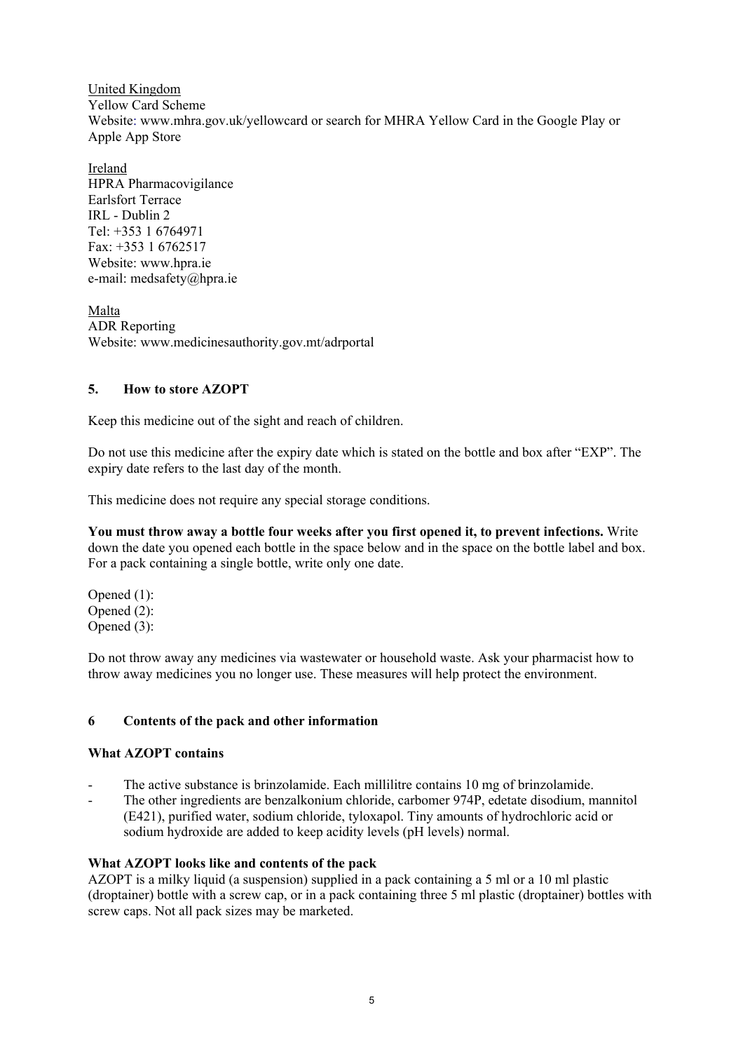United Kingdom
Yellow Card Scheme
Website: www.mhra.gov.uk/yellowcard or search for MHRA Yellow Card in the Google Play or Apple App Store

Ireland
HPRA Pharmacovigilance
Earlsfort Terrace
IRL - Dublin 2
Tel: +353 1 6764971
Fax: +353 1 6762517
Website: www.hpra.ie
e-mail: medsafety@hpra.ie

Malta
ADR Reporting
Website: www.medicinesauthority.gov.mt/adrportal

## 5. How to store AZOPT

Keep this medicine out of the sight and reach of children.

Do not use this medicine after the expiry date which is stated on the bottle and box after "EXP". The expiry date refers to the last day of the month.

This medicine does not require any special storage conditions.

**You must throw away a bottle four weeks after you first opened it, to prevent infections.** Write down the date you opened each bottle in the space below and in the space on the bottle label and box. For a pack containing a single bottle, write only one date.

Opened (1):
Opened (2):
Opened (3):

Do not throw away any medicines via wastewater or household waste. Ask your pharmacist how to throw away medicines you no longer use. These measures will help protect the environment.

## 6 Contents of the pack and other information

### What AZOPT contains

- The active substance is brinzolamide. Each millilitre contains 10 mg of brinzolamide.
- The other ingredients are benzalkonium chloride, carbomer 974P, edetate disodium, mannitol (E421), purified water, sodium chloride, tyloxapol. Tiny amounts of hydrochloric acid or sodium hydroxide are added to keep acidity levels (pH levels) normal.

### What AZOPT looks like and contents of the pack

AZOPT is a milky liquid (a suspension) supplied in a pack containing a 5 ml or a 10 ml plastic (droptainer) bottle with a screw cap, or in a pack containing three 5 ml plastic (droptainer) bottles with screw caps. Not all pack sizes may be marketed.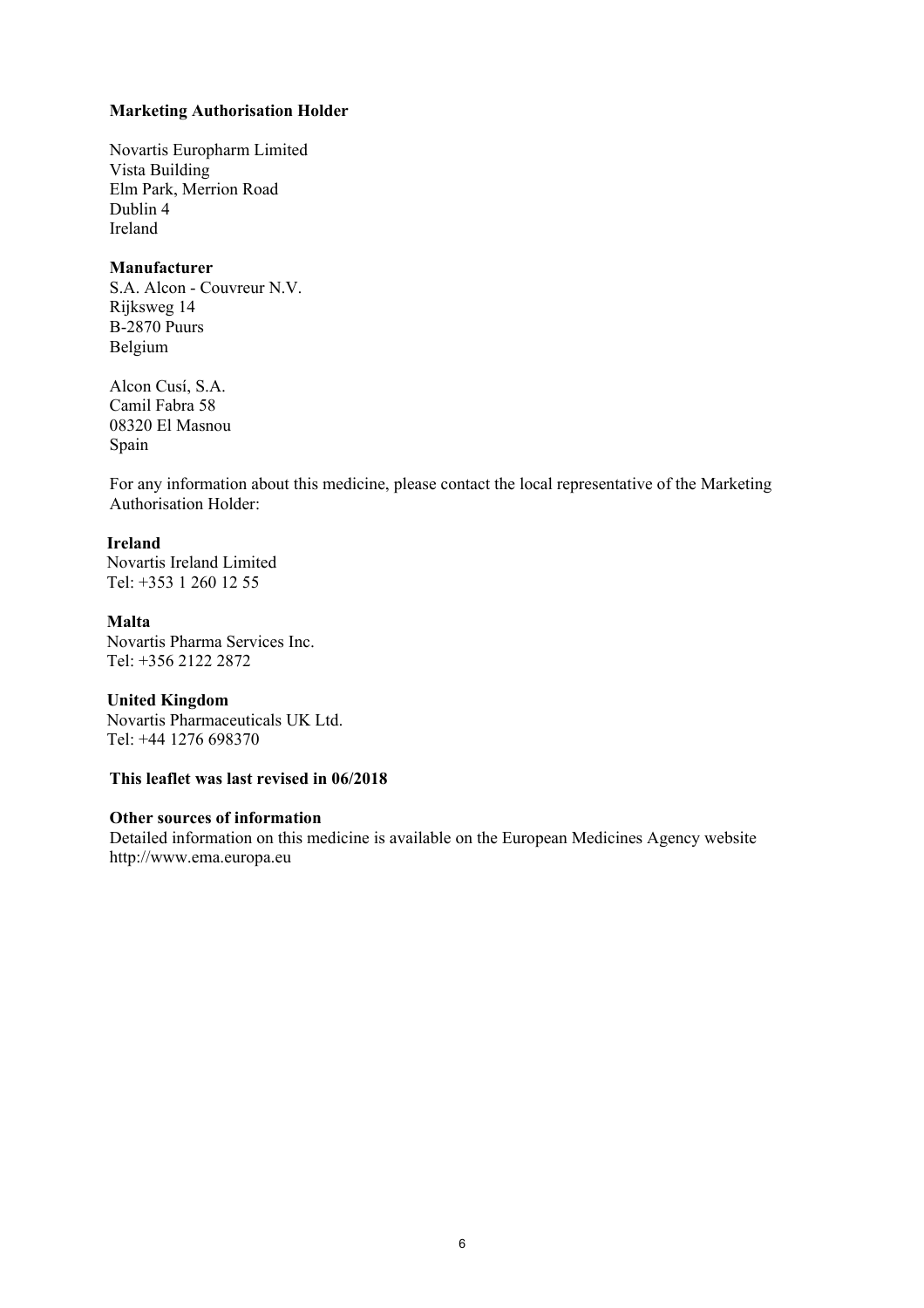**Marketing Authorisation Holder**

Novartis Europharm Limited
Vista Building
Elm Park, Merrion Road
Dublin 4
Ireland

**Manufacturer**

S.A. Alcon - Couvreur N.V.
Rijksweg 14
B-2870 Puurs
Belgium

Alcon Cusí, S.A.
Camil Fabra 58
08320 El Masnou
Spain

For any information about this medicine, please contact the local representative of the Marketing Authorisation Holder:

**Ireland**
Novartis Ireland Limited
Tel: +353 1 260 12 55

**Malta**
Novartis Pharma Services Inc.
Tel: +356 2122 2872

**United Kingdom**
Novartis Pharmaceuticals UK Ltd.
Tel: +44 1276 698370

**This leaflet was last revised in 06/2018**

**Other sources of information**
Detailed information on this medicine is available on the European Medicines Agency website http://www.ema.europa.eu